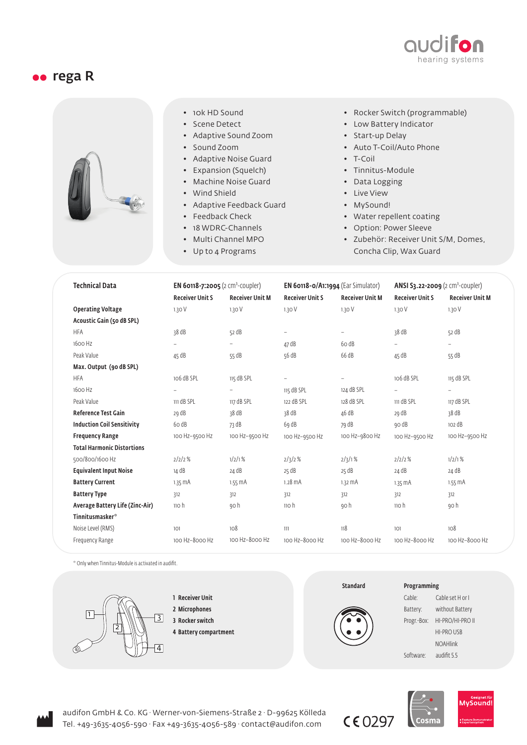audifon hearing systems

# rega R

- 10k HD Sound
- Scene Detect
- Adaptive Sound Zoom
- Sound Zoom
- Adaptive Noise Guard
- Expansion (Squelch)
- Machine Noise Guard
- Wind Shield
- Adaptive Feedback Guard
- Feedback Check
- 18 WDRC-Channels
- Multi Channel MPO
- Up to 4 Programs
- Rocker Switch (programmable)
- Low Battery Indicator
- Start-up Delay
- Auto T-Coil/Auto Phone
- T-Coil
- Tinnitus-Module
- Data Logging
- Live View
- MySound!
- Water repellent coating
- Option: Power Sleeve
- Zubehör: Receiver Unit S/M, Domes, Concha Clip, Wax Guard

| Technical Data | EN 60118-7:2005 (2 cm³-coupler) | | EN 60118-0/A1:1994 (Ear Simulator) | | ANSI S3.22-2009 (2 cm³-coupler) | |
|---|---|---|---|---|---|---|
| | Receiver Unit S | Receiver Unit M | Receiver Unit S | Receiver Unit M | Receiver Unit S | Receiver Unit M |
| **Operating Voltage** | 1.30 V | 1.30 V | 1.30 V | 1.30 V | 1.30 V | 1.30 V |
| **Acoustic Gain (50 dB SPL)** | | | | | | |
| HFA | 38 dB | 52 dB | – | – | 38 dB | 52 dB |
| 1600 Hz | – | – | 47 dB | 60 dB | – | – |
| Peak Value | 45 dB | 55 dB | 56 dB | 66 dB | 45 dB | 55 dB |
| **Max. Output (90 dB SPL)** | | | | | | |
| HFA | 106 dB SPL | 115 dB SPL | – | – | 106 dB SPL | 115 dB SPL |
| 1600 Hz | – | – | 115 dB SPL | 124 dB SPL | – | – |
| Peak Value | 111 dB SPL | 117 dB SPL | 122 dB SPL | 128 dB SPL | 111 dB SPL | 117 dB SPL |
| **Reference Test Gain** | 29 dB | 38 dB | 38 dB | 46 dB | 29 dB | 38 dB |
| **Induction Coil Sensitivity** | 60 dB | 73 dB | 69 dB | 79 dB | 90 dB | 102 dB |
| **Frequency Range** | 100 Hz–9500 Hz | 100 Hz–9500 Hz | 100 Hz–9500 Hz | 100 Hz–9800 Hz | 100 Hz–9500 Hz | 100 Hz–9500 Hz |
| **Total Harmonic Distortions** | | | | | | |
| 500/800/1600 Hz | 2/2/2 % | 1/2/1 % | 2/3/2 % | 2/3/1 % | 2/2/2 % | 1/2/1 % |
| **Equivalent Input Noise** | 14 dB | 24 dB | 25 dB | 25 dB | 24 dB | 24 dB |
| **Battery Current** | 1.35 mA | 1.55 mA | 1.28 mA | 1.32 mA | 1.35 mA | 1.55 mA |
| **Battery Type** | 312 | 312 | 312 | 312 | 312 | 312 |
| **Average Battery Life (Zinc-Air)** | 110 h | 90 h | 110 h | 90 h | 110 h | 90 h |
| **Tinnitusmasker*** | | | | | | |
| Noise Level (RMS) | 101 | 108 | 111 | 118 | 101 | 108 |
| Frequency Range | 100 Hz–8000 Hz | 100 Hz–8000 Hz | 100 Hz–8000 Hz | 100 Hz–8000 Hz | 100 Hz–8000 Hz | 100 Hz–8000 Hz |

* Only when Tinnitus-Module is activated in audifit.

1. **Receiver Unit**
2. **Microphones**
3. **Rocker switch**
4. **Battery compartment**

**Standard**

**Programming**

| | |
|---|---|
| Cable: | Cable set H or I |
| Battery: | without Battery |
| Progr.-Box: | HI-PRO/HI-PRO II |
| | HI-PRO USB |
| | NOAHlink |
| Software: | audifit 5.5 |

audifon GmbH & Co. KG · Werner-von-Siemens-Straße 2 · D-99625 Kölleda
Tel. +49-3635-4056-590 · Fax +49-3635-4056-589 · contact@audifon.com

CE 0297

Cosma

Geeignet für MySound!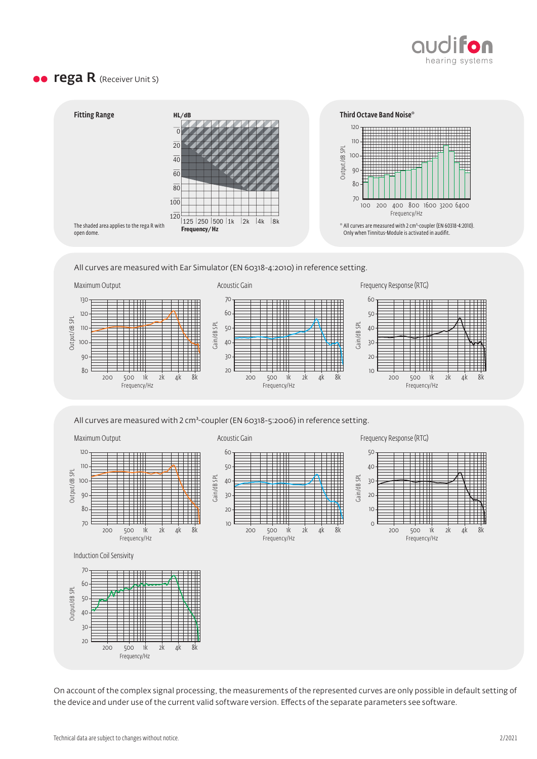## rega R (Receiver Unit S)

**Fitting Range**

The shaded area applies to the rega R with open dome.

**Third Octave Band Noise***

* All curves are measured with 2 cm³-coupler (EN 60318-4:2010). Only when Tinnitus-Module is activated in audifit.

All curves are measured with Ear Simulator (EN 60318-4:2010) in reference setting.

Maximum Output

Acoustic Gain

Frequency Response (RTG)

All curves are measured with 2 cm³-coupler (EN 60318-5:2006) in reference setting.

Maximum Output

Acoustic Gain

Frequency Response (RTG)

Induction Coil Sensivity

On account of the complex signal processing, the measurements of the represented curves are only possible in default setting of the device and under use of the current valid software version. Effects of the separate parameters see software.

Technical data are subject to changes without notice.

2/2021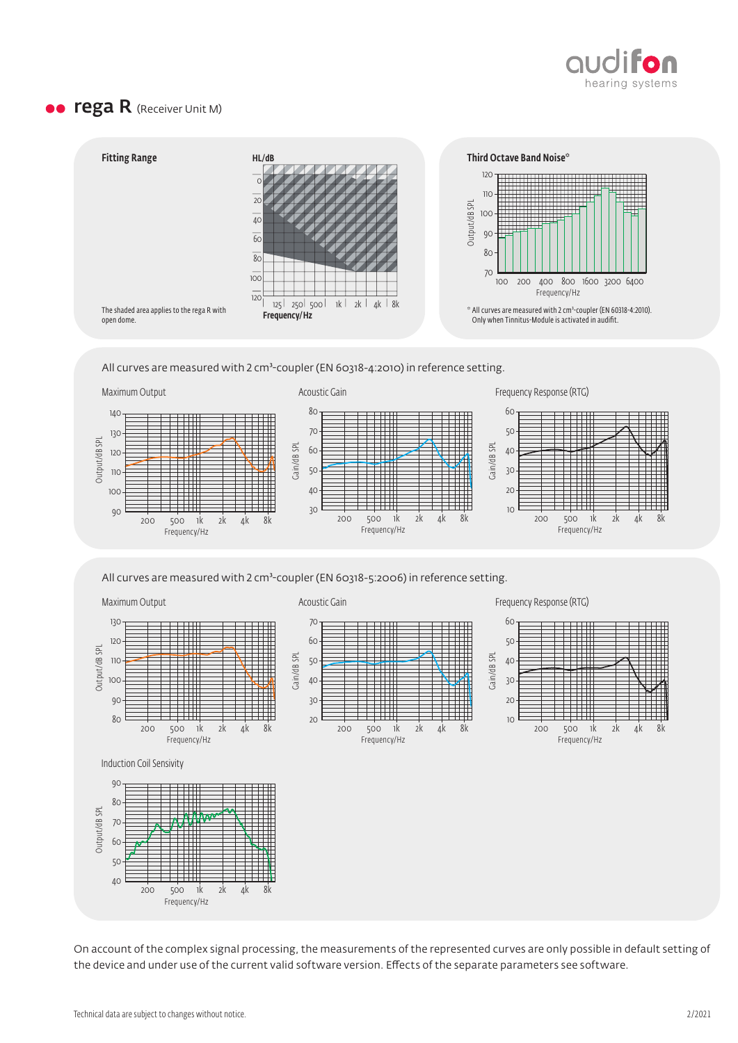audifon
hearing systems

# rega R (Receiver Unit M)

## Fitting Range

HL/dB
0
20
40
60
80
100
120
125 250 500 1k 2k 4k 8k
Frequency/Hz

The shaded area applies to the rega R with open dome.

## Third Octave Band Noise*

Output/dB SPL
120
110
100
90
80
70
100 200 400 800 1600 3200 6400
Frequency/Hz

* All curves are measured with 2 cm³-coupler (EN 60318-4:2010). Only when Tinnitus-Module is activated in audifit.

All curves are measured with 2 cm³-coupler (EN 60318-4:2010) in reference setting.

### Maximum Output

Output/dB SPL
140
130
120
110
100
90
200 500 1k 2k 4k 8k
Frequency/Hz

### Acoustic Gain

Gain/dB SPL
80
70
60
50
40
30
200 500 1k 2k 4k 8k
Frequency/Hz

### Frequency Response (RTG)

Gain/dB SPL
60
50
40
30
20
10
200 500 1k 2k 4k 8k
Frequency/Hz

All curves are measured with 2 cm³-coupler (EN 60318-5:2006) in reference setting.

### Maximum Output

Output/dB SPL
130
120
110
100
90
80
200 500 1k 2k 4k 8k
Frequency/Hz

### Acoustic Gain

Gain/dB SPL
70
60
50
40
30
20
200 500 1k 2k 4k 8k
Frequency/Hz

### Frequency Response (RTG)

Gain/dB SPL
60
50
40
30
20
10
200 500 1k 2k 4k 8k
Frequency/Hz

### Induction Coil Sensivity

Output/dB SPL
90
80
70
60
50
40
200 500 1k 2k 4k 8k
Frequency/Hz

On account of the complex signal processing, the measurements of the represented curves are only possible in default setting of the device and under use of the current valid software version. Effects of the separate parameters see software.

Technical data are subject to changes without notice.

2/2021